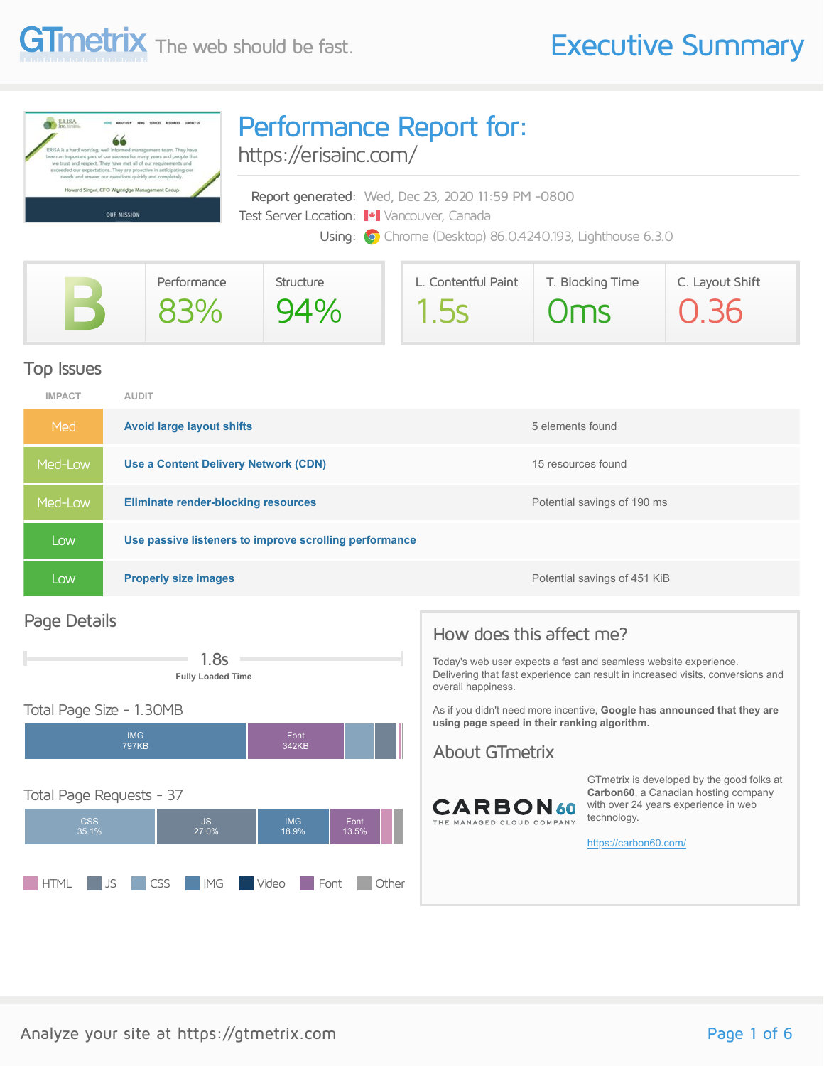# GTmetrix The web should be fast.

# Executive Summary

## Performance Report for:

https://erisainc.com/

Report generated: Wed, Dec 23, 2020 11:59 PM -0800

Test Server Location: Vancouver, Canada

Using: Chrome (Desktop) 86.0.4240.193, Lighthouse 6.3.0

| Grade | Performance | Structure | L. Contentful Paint | T. Blocking Time | C. Layout Shift |
|---|---|---|---|---|---|
| B | 83% | 94% | 1.5s | 0ms | 0.36 |

## Top Issues

| IMPACT | AUDIT | |
|---|---|---|
| Med | Avoid large layout shifts | 5 elements found |
| Med-Low | Use a Content Delivery Network (CDN) | 15 resources found |
| Med-Low | Eliminate render-blocking resources | Potential savings of 190 ms |
| Low | Use passive listeners to improve scrolling performance | |
| Low | Properly size images | Potential savings of 451 KiB |

## Page Details

1.8s

Fully Loaded Time

### Total Page Size - 1.30MB

IMG
797KB

Font
342KB

### Total Page Requests - 37

CSS
35.1%

JS
27.0%

IMG
18.9%

Font
13.5%

HTML JS CSS IMG Video Font Other

## How does this affect me?

Today's web user expects a fast and seamless website experience. Delivering that fast experience can result in increased visits, conversions and overall happiness.

As if you didn't need more incentive, **Google has announced that they are using page speed in their ranking algorithm.**

## About GTmetrix

CARBON60 THE MANAGED CLOUD COMPANY

GTmetrix is developed by the good folks at **Carbon60**, a Canadian hosting company with over 24 years experience in web technology.

https://carbon60.com/

Analyze your site at https://gtmetrix.com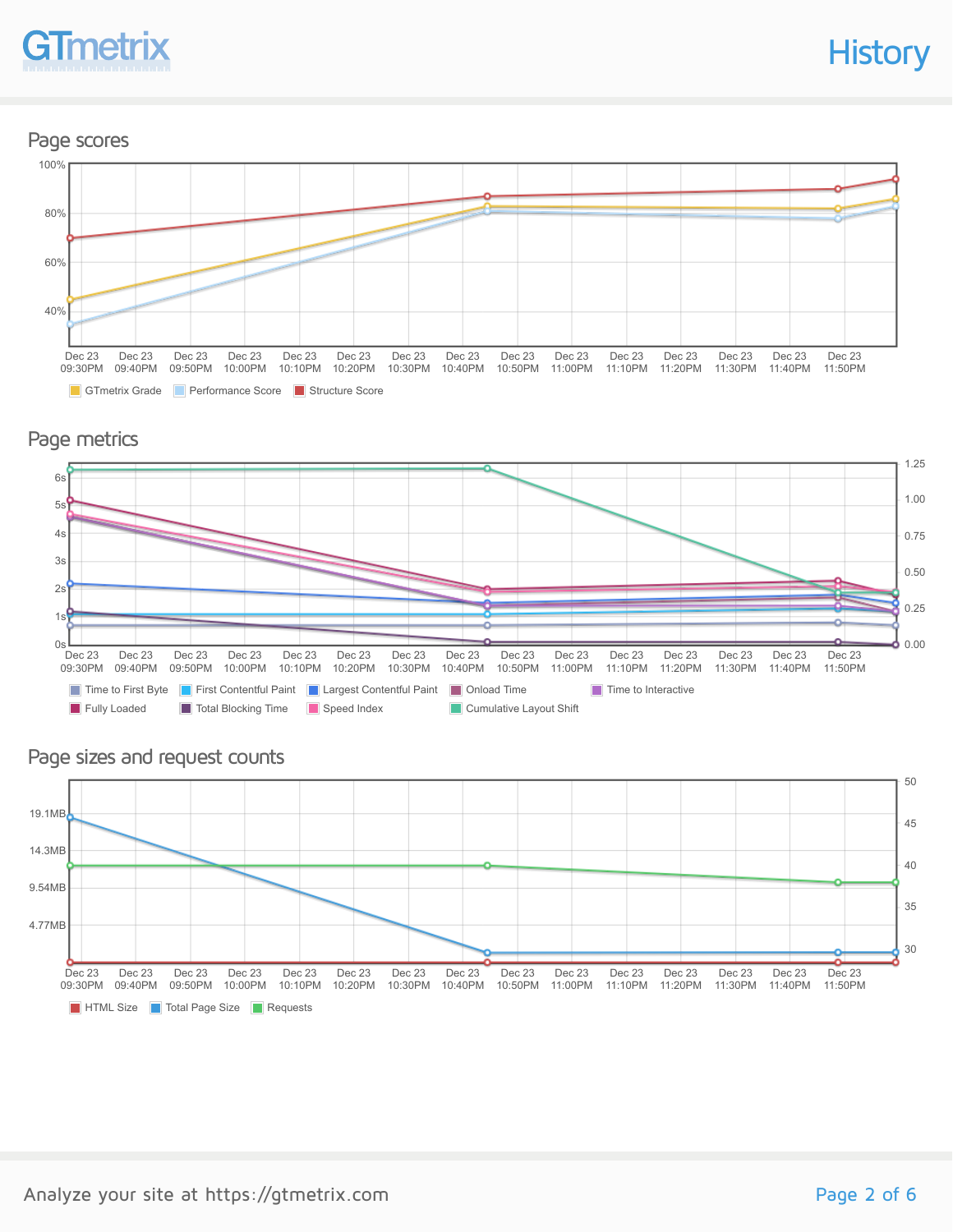## Page scores

100%
80%
60%
40%

Dec 23 09:30PM | Dec 23 09:40PM | Dec 23 09:50PM | Dec 23 10:00PM | Dec 23 10:10PM | Dec 23 10:20PM | Dec 23 10:30PM | Dec 23 10:40PM | Dec 23 10:50PM | Dec 23 11:00PM | Dec 23 11:10PM | Dec 23 11:20PM | Dec 23 11:30PM | Dec 23 11:40PM | Dec 23 11:50PM

GTmetrix Grade
Performance Score
Structure Score

## Page metrics

6s
5s
4s
3s
2s
1s
0s

1.25
1.00
0.75
0.50
0.25
0.00

Dec 23 09:30PM | Dec 23 09:40PM | Dec 23 09:50PM | Dec 23 10:00PM | Dec 23 10:10PM | Dec 23 10:20PM | Dec 23 10:30PM | Dec 23 10:40PM | Dec 23 10:50PM | Dec 23 11:00PM | Dec 23 11:10PM | Dec 23 11:20PM | Dec 23 11:30PM | Dec 23 11:40PM | Dec 23 11:50PM

Time to First Byte
First Contentful Paint
Largest Contentful Paint
Onload Time
Time to Interactive
Fully Loaded
Total Blocking Time
Speed Index
Cumulative Layout Shift

## Page sizes and request counts

19.1MB
14.3MB
9.54MB
4.77MB

50
45
40
35
30

Dec 23 09:30PM | Dec 23 09:40PM | Dec 23 09:50PM | Dec 23 10:00PM | Dec 23 10:10PM | Dec 23 10:20PM | Dec 23 10:30PM | Dec 23 10:40PM | Dec 23 10:50PM | Dec 23 11:00PM | Dec 23 11:10PM | Dec 23 11:20PM | Dec 23 11:30PM | Dec 23 11:40PM | Dec 23 11:50PM

HTML Size
Total Page Size
Requests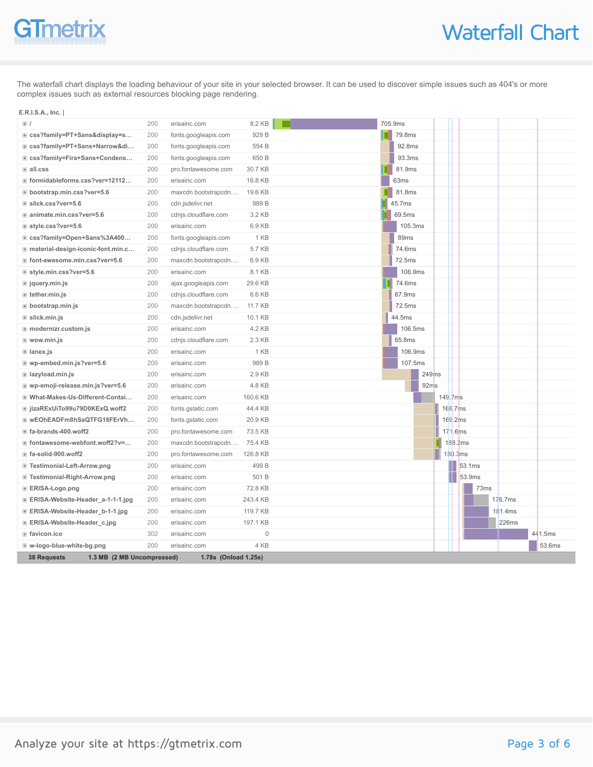# Waterfall Chart

The waterfall chart displays the loading behaviour of your site in your selected browser. It can be used to discover simple issues such as 404's or more complex issues such as external resources blocking page rendering.

**E.R.I.S.A., Inc. |**

| | | | | |
|---|---|---|---|---|
| / | 200 | erisainc.com | 8.2 KB | 705.9ms |
| css?family=PT+Sans&display=s... | 200 | fonts.googleapis.com | 929 B | 79.8ms |
| css?family=PT+Sans+Narrow&di... | 200 | fonts.googleapis.com | 554 B | 92.8ms |
| css?family=Fira+Sans+Condens... | 200 | fonts.googleapis.com | 650 B | 93.3ms |
| all.css | 200 | pro.fontawesome.com | 30.7 KB | 81.9ms |
| formidableforms.css?ver=12112... | 200 | erisainc.com | 16.8 KB | 63ms |
| bootstrap.min.css?ver=5.6 | 200 | maxcdn.bootstrapcdn.... | 19.6 KB | 81.8ms |
| slick.css?ver=5.6 | 200 | cdn.jsdelivr.net | 989 B | 45.7ms |
| animate.min.css?ver=5.6 | 200 | cdnjs.cloudflare.com | 3.2 KB | 69.5ms |
| style.css?ver=5.6 | 200 | erisainc.com | 6.9 KB | 105.3ms |
| css?family=Open+Sans%3A400... | 200 | fonts.googleapis.com | 1 KB | 89ms |
| material-design-iconic-font.min.c... | 200 | cdnjs.cloudflare.com | 5.7 KB | 74.6ms |
| font-awesome.min.css?ver=5.6 | 200 | maxcdn.bootstrapcdn.... | 6.9 KB | 72.5ms |
| style.min.css?ver=5.6 | 200 | erisainc.com | 8.1 KB | 106.9ms |
| jquery.min.js | 200 | ajax.googleapis.com | 29.6 KB | 74.6ms |
| tether.min.js | 200 | cdnjs.cloudflare.com | 6.6 KB | 67.9ms |
| bootstrap.min.js | 200 | maxcdn.bootstrapcdn.... | 11.7 KB | 72.5ms |
| slick.min.js | 200 | cdn.jsdelivr.net | 10.1 KB | 44.5ms |
| modernizr.custom.js | 200 | erisainc.com | 4.2 KB | 106.5ms |
| wow.min.js | 200 | cdnjs.cloudflare.com | 2.3 KB | 65.8ms |
| lanex.js | 200 | erisainc.com | 1 KB | 106.9ms |
| wp-embed.min.js?ver=5.6 | 200 | erisainc.com | 989 B | 107.5ms |
| lazyload.min.js | 200 | erisainc.com | 2.9 KB | 249ms |
| wp-emoji-release.min.js?ver=5.6 | 200 | erisainc.com | 4.8 KB | 92ms |
| What-Makes-Us-Different-Contai... | 200 | erisainc.com | 160.6 KB | 149.7ms |
| jizaRExUiTo99u79D0KExQ.woff2 | 200 | fonts.gstatic.com | 44.4 KB | 168.7ms |
| wEOhEADFm8hSaQTFG18FErVh... | 200 | fonts.gstatic.com | 20.9 KB | 169.2ms |
| fa-brands-400.woff2 | 200 | pro.fontawesome.com | 73.5 KB | 171.6ms |
| fontawesome-webfont.woff2?v=... | 200 | maxcdn.bootstrapcdn.... | 75.4 KB | 188.2ms |
| fa-solid-900.woff2 | 200 | pro.fontawesome.com | 126.8 KB | 180.3ms |
| Testimonial-Left-Arrow.png | 200 | erisainc.com | 499 B | 53.1ms |
| Testimonial-Right-Arrow.png | 200 | erisainc.com | 501 B | 53.9ms |
| ERISA-Logo.png | 200 | erisainc.com | 72.8 KB | 73ms |
| ERISA-Website-Header_a-1-1-1.jpg | 200 | erisainc.com | 243.4 KB | 176.7ms |
| ERISA-Website-Header_b-1-1.jpg | 200 | erisainc.com | 119.7 KB | 181.4ms |
| ERISA-Website-Header_c.jpg | 200 | erisainc.com | 197.1 KB | 226ms |
| favicon.ico | 302 | erisainc.com | 0 | 441.5ms |
| w-logo-blue-white-bg.png | 200 | erisainc.com | 4 KB | 53.6ms |

**38 Requests** **1.3 MB (2 MB Uncompressed)** **1.78s (Onload 1.25s)**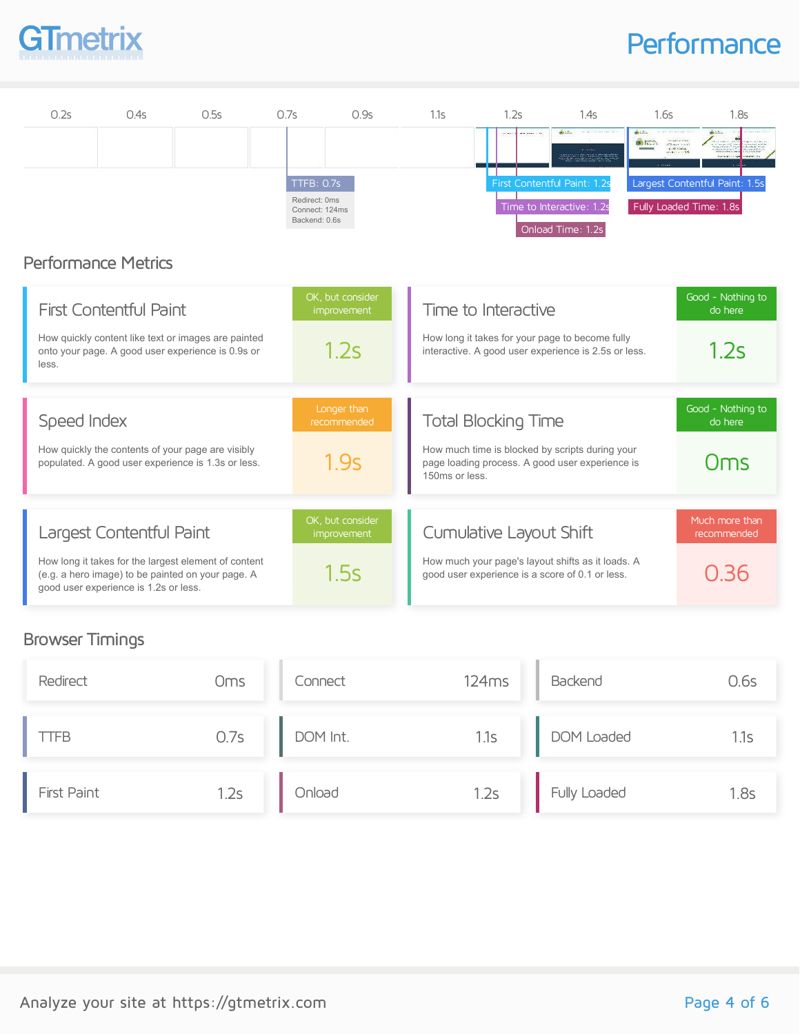# Performance

0.2s 0.4s 0.5s 0.7s 0.9s 1.1s 1.2s 1.4s 1.6s 1.8s

TTFB: 0.7s
Redirect: 0ms
Connect: 124ms
Backend: 0.6s

First Contentful Paint: 1.2s
Time to Interactive: 1.2s
Onload Time: 1.2s
Largest Contentful Paint: 1.5s
Fully Loaded Time: 1.8s

## Performance Metrics

### First Contentful Paint

How quickly content like text or images are painted onto your page. A good user experience is 0.9s or less.

OK, but consider improvement — **1.2s**

### Time to Interactive

How long it takes for your page to become fully interactive. A good user experience is 2.5s or less.

Good - Nothing to do here — **1.2s**

### Speed Index

How quickly the contents of your page are visibly populated. A good user experience is 1.3s or less.

Longer than recommended — **1.9s**

### Total Blocking Time

How much time is blocked by scripts during your page loading process. A good user experience is 150ms or less.

Good - Nothing to do here — **0ms**

### Largest Contentful Paint

How long it takes for the largest element of content (e.g. a hero image) to be painted on your page. A good user experience is 1.2s or less.

OK, but consider improvement — **1.5s**

### Cumulative Layout Shift

How much your page's layout shifts as it loads. A good user experience is a score of 0.1 or less.

Much more than recommended — **0.36**

## Browser Timings

| | | | | | |
|---|---|---|---|---|---|
| Redirect | 0ms | Connect | 124ms | Backend | 0.6s |
| TTFB | 0.7s | DOM Int. | 1.1s | DOM Loaded | 1.1s |
| First Paint | 1.2s | Onload | 1.2s | Fully Loaded | 1.8s |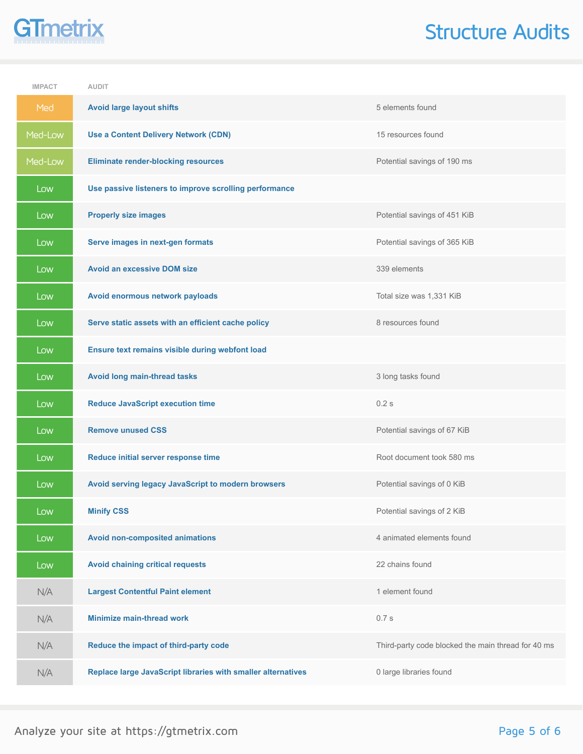# Structure Audits

| IMPACT | AUDIT | |
|---|---|---|
| Med | Avoid large layout shifts | 5 elements found |
| Med-Low | Use a Content Delivery Network (CDN) | 15 resources found |
| Med-Low | Eliminate render-blocking resources | Potential savings of 190 ms |
| Low | Use passive listeners to improve scrolling performance | |
| Low | Properly size images | Potential savings of 451 KiB |
| Low | Serve images in next-gen formats | Potential savings of 365 KiB |
| Low | Avoid an excessive DOM size | 339 elements |
| Low | Avoid enormous network payloads | Total size was 1,331 KiB |
| Low | Serve static assets with an efficient cache policy | 8 resources found |
| Low | Ensure text remains visible during webfont load | |
| Low | Avoid long main-thread tasks | 3 long tasks found |
| Low | Reduce JavaScript execution time | 0.2 s |
| Low | Remove unused CSS | Potential savings of 67 KiB |
| Low | Reduce initial server response time | Root document took 580 ms |
| Low | Avoid serving legacy JavaScript to modern browsers | Potential savings of 0 KiB |
| Low | Minify CSS | Potential savings of 2 KiB |
| Low | Avoid non-composited animations | 4 animated elements found |
| Low | Avoid chaining critical requests | 22 chains found |
| N/A | Largest Contentful Paint element | 1 element found |
| N/A | Minimize main-thread work | 0.7 s |
| N/A | Reduce the impact of third-party code | Third-party code blocked the main thread for 40 ms |
| N/A | Replace large JavaScript libraries with smaller alternatives | 0 large libraries found |

Analyze your site at https://gtmetrix.com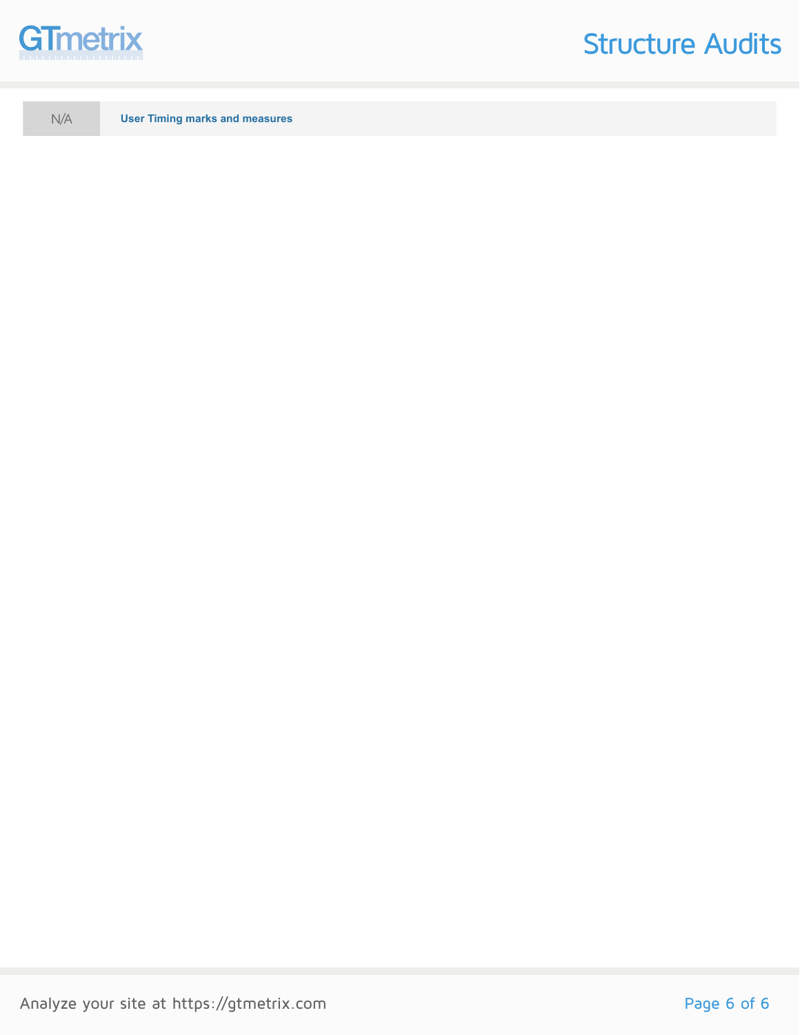| | |
|---|---|
| N/A | **User Timing marks and measures** |